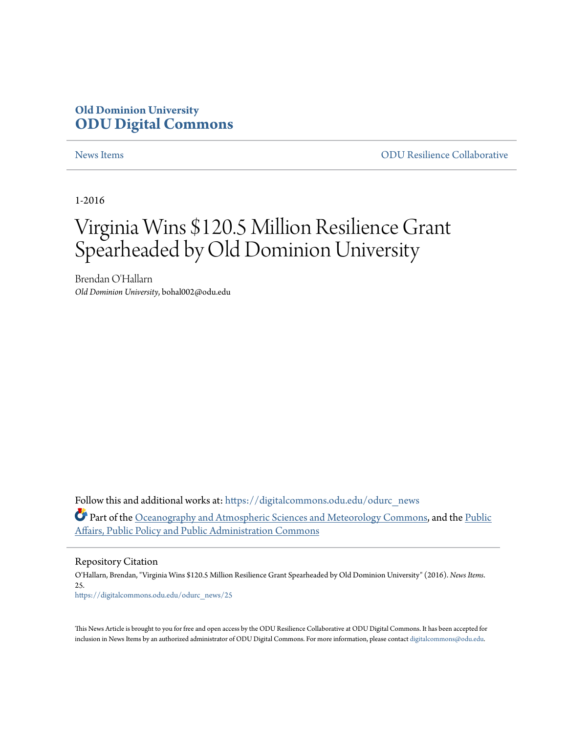**Old Dominion University**
**ODU Digital Commons**

News Items | ODU Resilience Collaborative

1-2016

# Virginia Wins $120.5 Million Resilience Grant Spearheaded by Old Dominion University

Brendan O'Hallarn
*Old Dominion University*, bohal002@odu.edu

Follow this and additional works at: https://digitalcommons.odu.edu/odurc_news

Part of the Oceanography and Atmospheric Sciences and Meteorology Commons, and the Public Affairs, Public Policy and Public Administration Commons

## Repository Citation

O'Hallarn, Brendan, "Virginia Wins $120.5 Million Resilience Grant Spearheaded by Old Dominion University" (2016). *News Items*. 25.
https://digitalcommons.odu.edu/odurc_news/25

This News Article is brought to you for free and open access by the ODU Resilience Collaborative at ODU Digital Commons. It has been accepted for inclusion in News Items by an authorized administrator of ODU Digital Commons. For more information, please contact digitalcommons@odu.edu.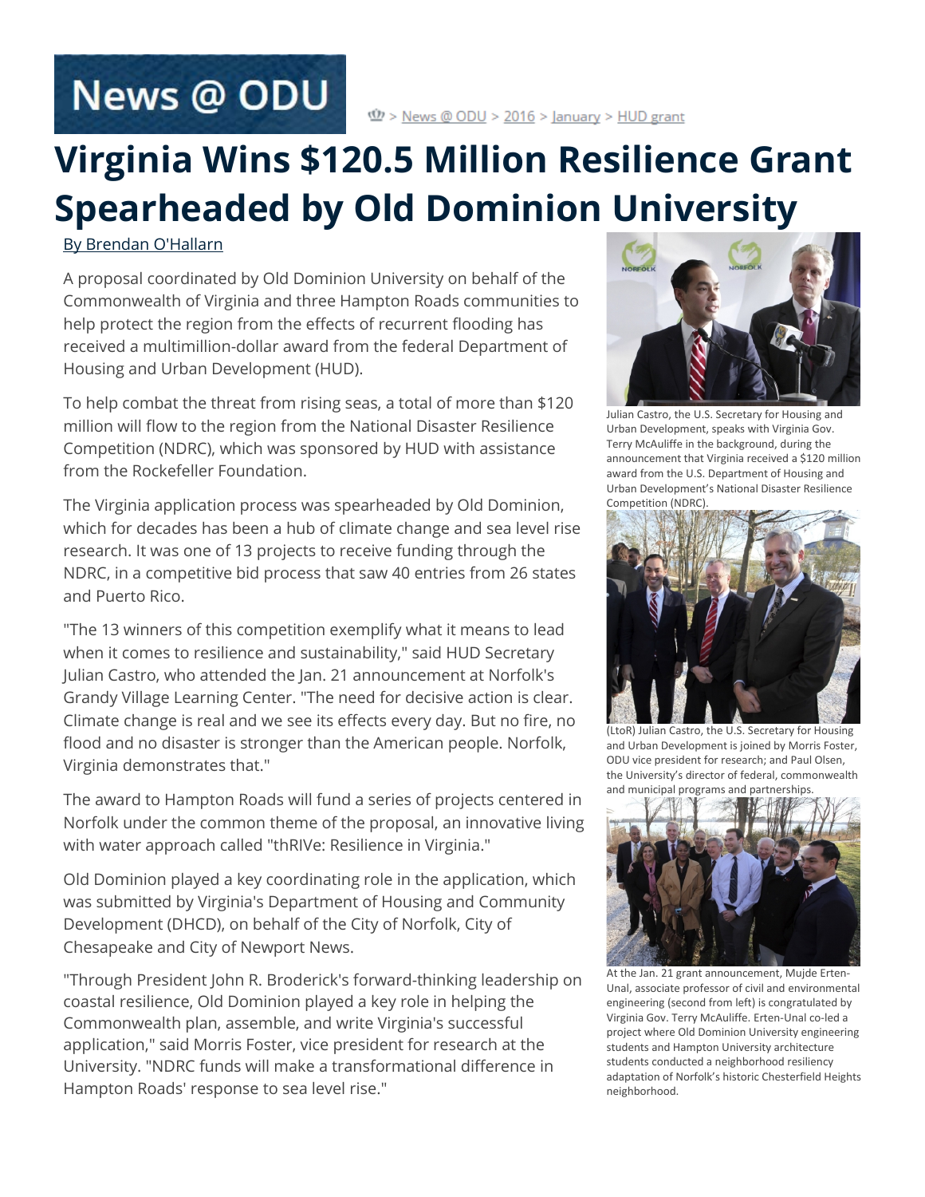# News @ ODU

> News @ ODU > 2016 > January > HUD grant

# Virginia Wins $120.5 Million Resilience Grant Spearheaded by Old Dominion University

By Brendan O'Hallarn

A proposal coordinated by Old Dominion University on behalf of the Commonwealth of Virginia and three Hampton Roads communities to help protect the region from the effects of recurrent flooding has received a multimillion-dollar award from the federal Department of Housing and Urban Development (HUD).

To help combat the threat from rising seas, a total of more than $120 million will flow to the region from the National Disaster Resilience Competition (NDRC), which was sponsored by HUD with assistance from the Rockefeller Foundation.

The Virginia application process was spearheaded by Old Dominion, which for decades has been a hub of climate change and sea level rise research. It was one of 13 projects to receive funding through the NDRC, in a competitive bid process that saw 40 entries from 26 states and Puerto Rico.

"The 13 winners of this competition exemplify what it means to lead when it comes to resilience and sustainability," said HUD Secretary Julian Castro, who attended the Jan. 21 announcement at Norfolk's Grandy Village Learning Center. "The need for decisive action is clear. Climate change is real and we see its effects every day. But no fire, no flood and no disaster is stronger than the American people. Norfolk, Virginia demonstrates that."

The award to Hampton Roads will fund a series of projects centered in Norfolk under the common theme of the proposal, an innovative living with water approach called "thRIVe: Resilience in Virginia."

Old Dominion played a key coordinating role in the application, which was submitted by Virginia's Department of Housing and Community Development (DHCD), on behalf of the City of Norfolk, City of Chesapeake and City of Newport News.

"Through President John R. Broderick's forward-thinking leadership on coastal resilience, Old Dominion played a key role in helping the Commonwealth plan, assemble, and write Virginia's successful application," said Morris Foster, vice president for research at the University. "NDRC funds will make a transformational difference in Hampton Roads' response to sea level rise."

Julian Castro, the U.S. Secretary for Housing and Urban Development, speaks with Virginia Gov. Terry McAuliffe in the background, during the announcement that Virginia received a $120 million award from the U.S. Department of Housing and Urban Development's National Disaster Resilience Competition (NDRC).

(LtoR) Julian Castro, the U.S. Secretary for Housing and Urban Development is joined by Morris Foster, ODU vice president for research; and Paul Olsen, the University's director of federal, commonwealth and municipal programs and partnerships.

At the Jan. 21 grant announcement, Mujde Erten-Unal, associate professor of civil and environmental engineering (second from left) is congratulated by Virginia Gov. Terry McAuliffe. Erten-Unal co-led a project where Old Dominion University engineering students and Hampton University architecture students conducted a neighborhood resiliency adaptation of Norfolk's historic Chesterfield Heights neighborhood.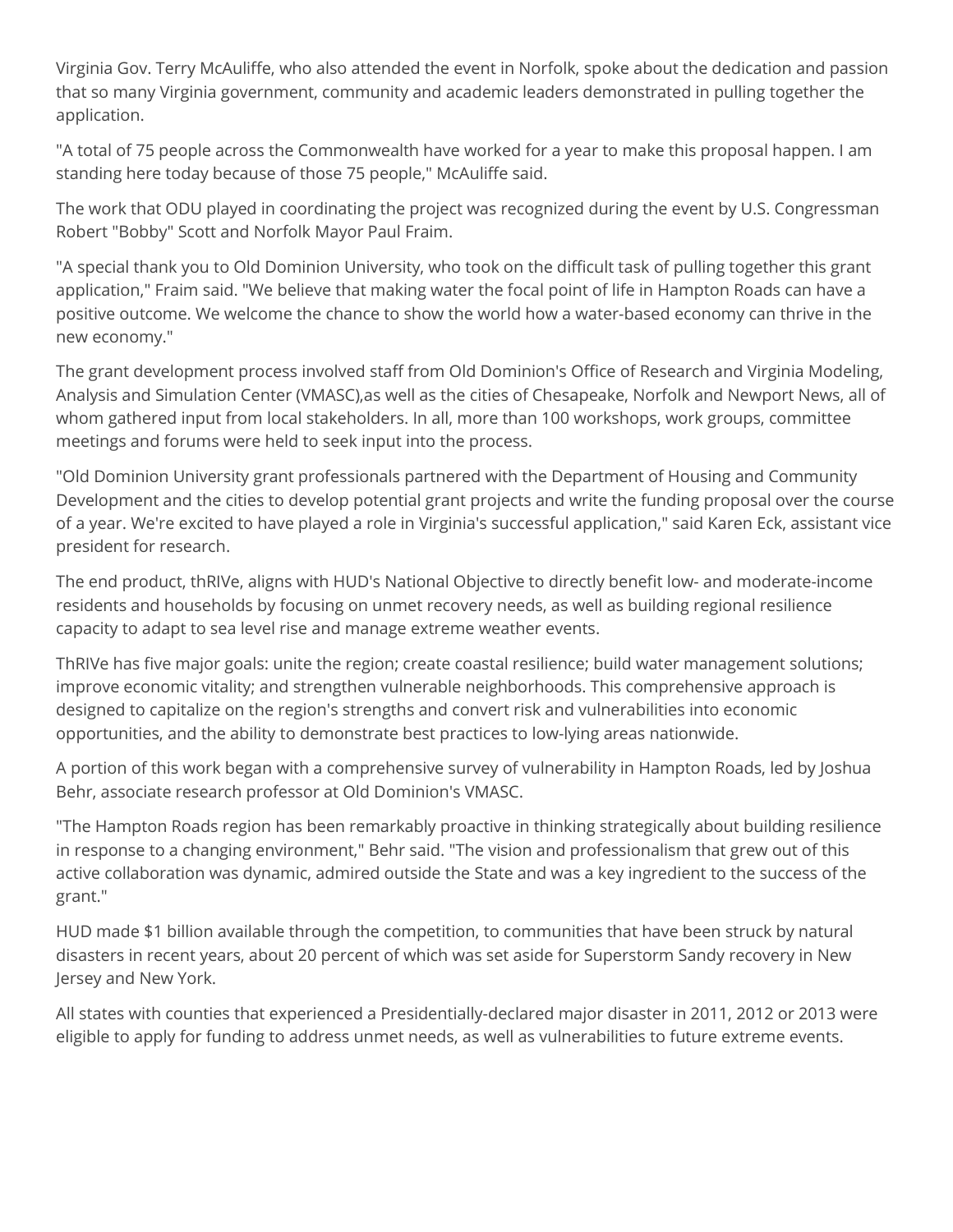Virginia Gov. Terry McAuliffe, who also attended the event in Norfolk, spoke about the dedication and passion that so many Virginia government, community and academic leaders demonstrated in pulling together the application.

"A total of 75 people across the Commonwealth have worked for a year to make this proposal happen. I am standing here today because of those 75 people," McAuliffe said.

The work that ODU played in coordinating the project was recognized during the event by U.S. Congressman Robert "Bobby" Scott and Norfolk Mayor Paul Fraim.

"A special thank you to Old Dominion University, who took on the difficult task of pulling together this grant application," Fraim said. "We believe that making water the focal point of life in Hampton Roads can have a positive outcome. We welcome the chance to show the world how a water-based economy can thrive in the new economy."

The grant development process involved staff from Old Dominion's Office of Research and Virginia Modeling, Analysis and Simulation Center (VMASC),as well as the cities of Chesapeake, Norfolk and Newport News, all of whom gathered input from local stakeholders. In all, more than 100 workshops, work groups, committee meetings and forums were held to seek input into the process.

"Old Dominion University grant professionals partnered with the Department of Housing and Community Development and the cities to develop potential grant projects and write the funding proposal over the course of a year. We're excited to have played a role in Virginia's successful application," said Karen Eck, assistant vice president for research.

The end product, thRIVe, aligns with HUD's National Objective to directly benefit low- and moderate-income residents and households by focusing on unmet recovery needs, as well as building regional resilience capacity to adapt to sea level rise and manage extreme weather events.

ThRIVe has five major goals: unite the region; create coastal resilience; build water management solutions; improve economic vitality; and strengthen vulnerable neighborhoods. This comprehensive approach is designed to capitalize on the region's strengths and convert risk and vulnerabilities into economic opportunities, and the ability to demonstrate best practices to low-lying areas nationwide.

A portion of this work began with a comprehensive survey of vulnerability in Hampton Roads, led by Joshua Behr, associate research professor at Old Dominion's VMASC.

"The Hampton Roads region has been remarkably proactive in thinking strategically about building resilience in response to a changing environment," Behr said. "The vision and professionalism that grew out of this active collaboration was dynamic, admired outside the State and was a key ingredient to the success of the grant."

HUD made $1 billion available through the competition, to communities that have been struck by natural disasters in recent years, about 20 percent of which was set aside for Superstorm Sandy recovery in New Jersey and New York.

All states with counties that experienced a Presidentially-declared major disaster in 2011, 2012 or 2013 were eligible to apply for funding to address unmet needs, as well as vulnerabilities to future extreme events.